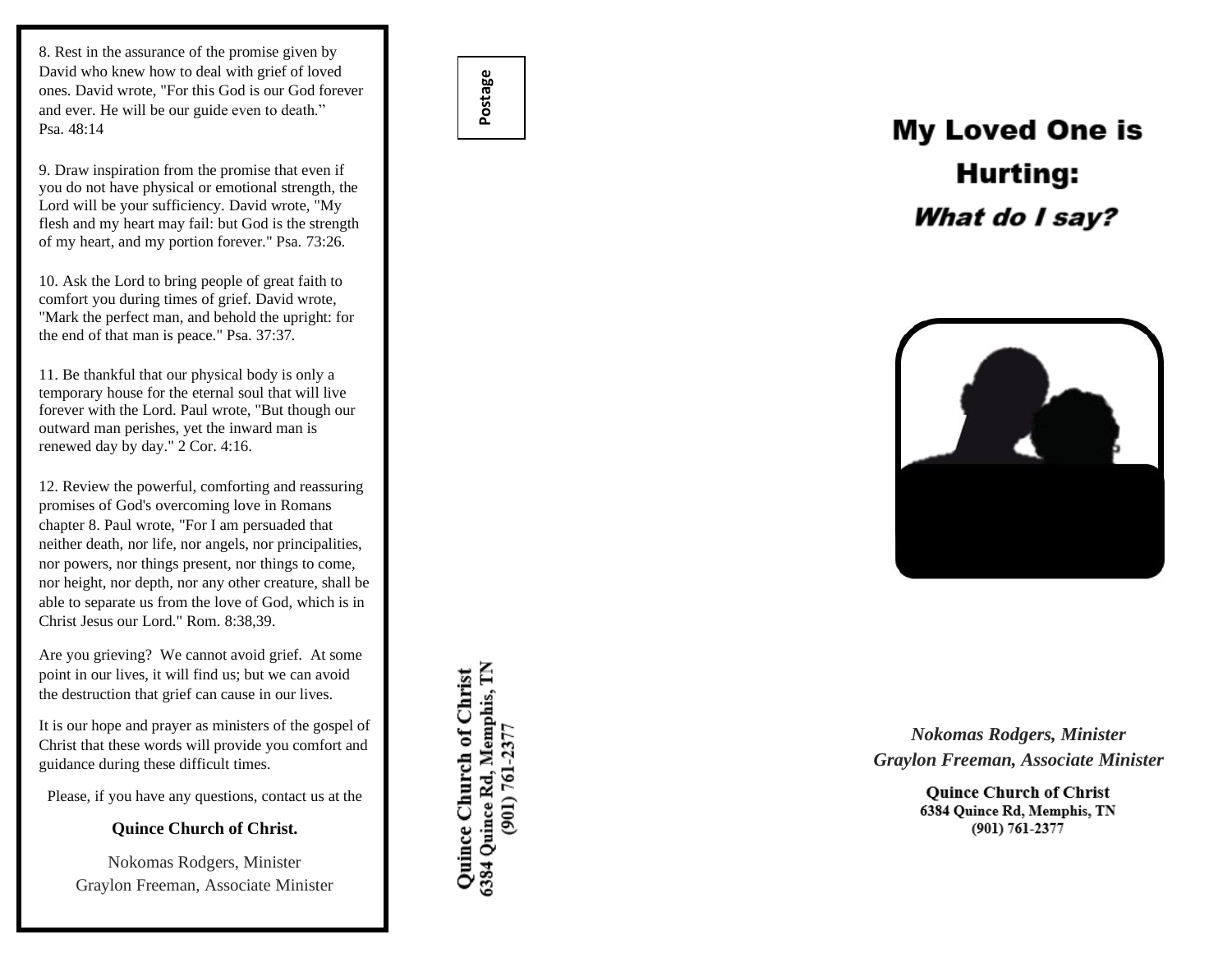8. Rest in the assurance of the promise given by David who knew how to deal with grief of loved ones. David wrote, "For this God is our God forever and ever. He will be our guide even to death." Psa. 48:14

9. Draw inspiration from the promise that even if you do not have physical or emotional strength, the Lord will be your sufficiency. David wrote, "My flesh and my heart may fail: but God is the strength of my heart, and my portion forever." Psa. 73:26.

10. Ask the Lord to bring people of great faith to comfort you during times of grief. David wrote, "Mark the perfect man, and behold the upright: for the end of that man is peace." Psa. 37:37.

11. Be thankful that our physical body is only a temporary house for the eternal soul that will live forever with the Lord. Paul wrote, "But though our outward man perishes, yet the inward man is renewed day by day." 2 Cor. 4:16.

12. Review the powerful, comforting and reassuring promises of God's overcoming love in Romans chapter 8. Paul wrote, "For I am persuaded that neither death, nor life, nor angels, nor principalities, nor powers, nor things present, nor things to come, nor height, nor depth, nor any other creature, shall be able to separate us from the love of God, which is in Christ Jesus our Lord." Rom. 8:38,39.

Are you grieving? We cannot avoid grief. At some point in our lives, it will find us; but we can avoid the destruction that grief can cause in our lives.

It is our hope and prayer as ministers of the gospel of Christ that these words will provide you comfort and guidance during these difficult times.

Please, if you have any questions, contact us at the

**Quince Church of Christ.**

Nokomas Rodgers, Minister
Graylon Freeman, Associate Minister

Postage

**Quince Church of Christ**
**6384 Quince Rd, Memphis, TN**
**(901) 761-2377**

# My Loved One is Hurting:

## *What do I say?*

***Nokomas Rodgers, Minister***
***Graylon Freeman, Associate Minister***

**Quince Church of Christ**
**6384 Quince Rd, Memphis, TN**
**(901) 761-2377**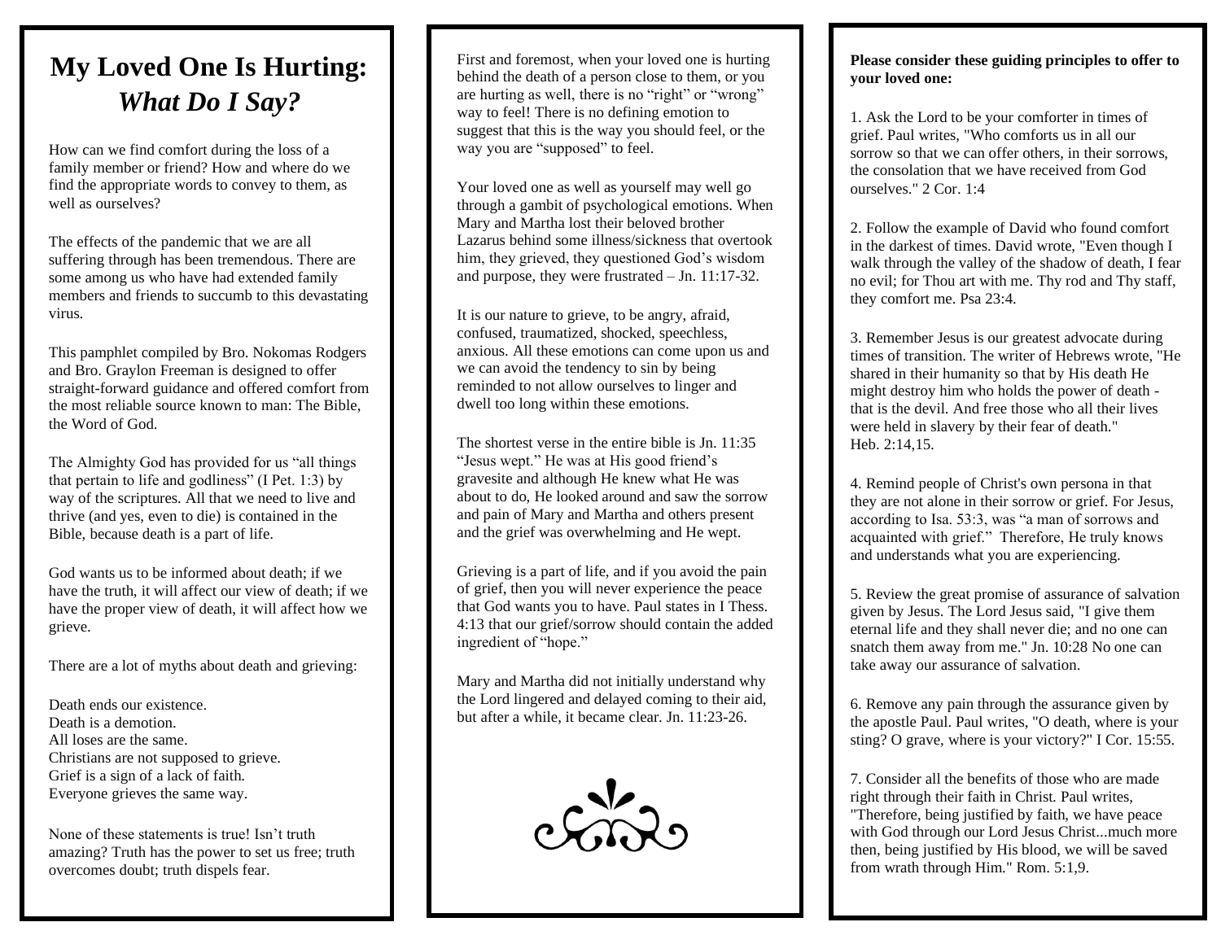# My Loved One Is Hurting: *What Do I Say?*

How can we find comfort during the loss of a family member or friend? How and where do we find the appropriate words to convey to them, as well as ourselves?

The effects of the pandemic that we are all suffering through has been tremendous. There are some among us who have had extended family members and friends to succumb to this devastating virus.

This pamphlet compiled by Bro. Nokomas Rodgers and Bro. Graylon Freeman is designed to offer straight-forward guidance and offered comfort from the most reliable source known to man: The Bible, the Word of God.

The Almighty God has provided for us "all things that pertain to life and godliness" (I Pet. 1:3) by way of the scriptures. All that we need to live and thrive (and yes, even to die) is contained in the Bible, because death is a part of life.

God wants us to be informed about death; if we have the truth, it will affect our view of death; if we have the proper view of death, it will affect how we grieve.

There are a lot of myths about death and grieving:

Death ends our existence.
Death is a demotion.
All loses are the same.
Christians are not supposed to grieve.
Grief is a sign of a lack of faith.
Everyone grieves the same way.

None of these statements is true! Isn't truth amazing? Truth has the power to set us free; truth overcomes doubt; truth dispels fear.

First and foremost, when your loved one is hurting behind the death of a person close to them, or you are hurting as well, there is no "right" or "wrong" way to feel! There is no defining emotion to suggest that this is the way you should feel, or the way you are "supposed" to feel.

Your loved one as well as yourself may well go through a gambit of psychological emotions. When Mary and Martha lost their beloved brother Lazarus behind some illness/sickness that overtook him, they grieved, they questioned God's wisdom and purpose, they were frustrated – Jn. 11:17-32.

It is our nature to grieve, to be angry, afraid, confused, traumatized, shocked, speechless, anxious. All these emotions can come upon us and we can avoid the tendency to sin by being reminded to not allow ourselves to linger and dwell too long within these emotions.

The shortest verse in the entire bible is Jn. 11:35 "Jesus wept." He was at His good friend's gravesite and although He knew what He was about to do, He looked around and saw the sorrow and pain of Mary and Martha and others present and the grief was overwhelming and He wept.

Grieving is a part of life, and if you avoid the pain of grief, then you will never experience the peace that God wants you to have. Paul states in I Thess. 4:13 that our grief/sorrow should contain the added ingredient of "hope."

Mary and Martha did not initially understand why the Lord lingered and delayed coming to their aid, but after a while, it became clear. Jn. 11:23-26.

**Please consider these guiding principles to offer to your loved one:**

1. Ask the Lord to be your comforter in times of grief. Paul writes, "Who comforts us in all our sorrow so that we can offer others, in their sorrows, the consolation that we have received from God ourselves." 2 Cor. 1:4

2. Follow the example of David who found comfort in the darkest of times. David wrote, "Even though I walk through the valley of the shadow of death, I fear no evil; for Thou art with me. Thy rod and Thy staff, they comfort me. Psa 23:4.

3. Remember Jesus is our greatest advocate during times of transition. The writer of Hebrews wrote, "He shared in their humanity so that by His death He might destroy him who holds the power of death - that is the devil. And free those who all their lives were held in slavery by their fear of death." Heb. 2:14,15.

4. Remind people of Christ's own persona in that they are not alone in their sorrow or grief. For Jesus, according to Isa. 53:3, was "a man of sorrows and acquainted with grief." Therefore, He truly knows and understands what you are experiencing.

5. Review the great promise of assurance of salvation given by Jesus. The Lord Jesus said, "I give them eternal life and they shall never die; and no one can snatch them away from me." Jn. 10:28 No one can take away our assurance of salvation.

6. Remove any pain through the assurance given by the apostle Paul. Paul writes, "O death, where is your sting? O grave, where is your victory?" I Cor. 15:55.

7. Consider all the benefits of those who are made right through their faith in Christ. Paul writes, "Therefore, being justified by faith, we have peace with God through our Lord Jesus Christ...much more then, being justified by His blood, we will be saved from wrath through Him." Rom. 5:1,9.